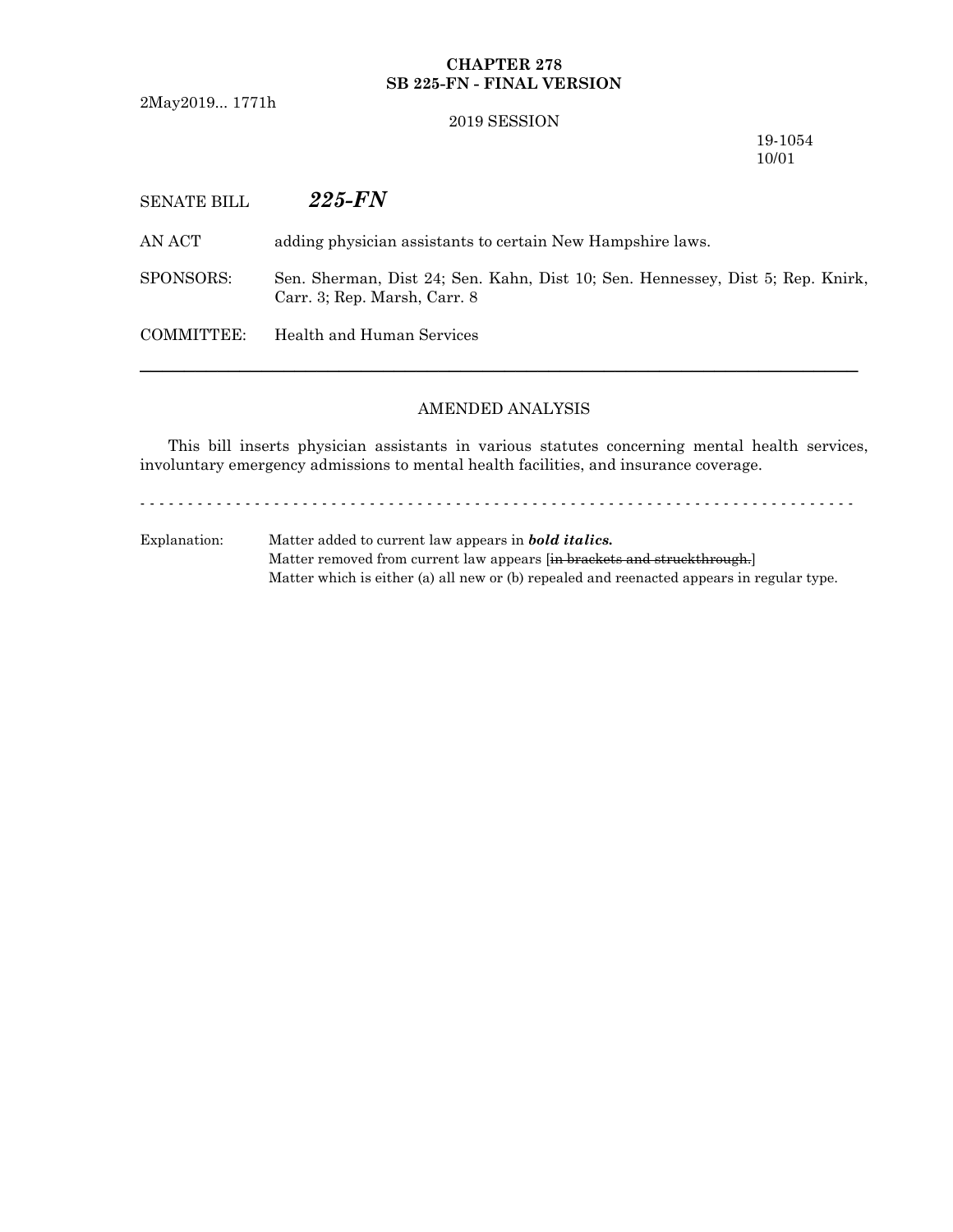**CHAPTER 278**
**SB 225-FN - FINAL VERSION**

2May2019... 1771h

2019 SESSION

19-1054
10/01

SENATE BILL ***225-FN***

AN ACT adding physician assistants to certain New Hampshire laws.

SPONSORS: Sen. Sherman, Dist 24; Sen. Kahn, Dist 10; Sen. Hennessey, Dist 5; Rep. Knirk, Carr. 3; Rep. Marsh, Carr. 8

COMMITTEE: Health and Human Services

---

AMENDED ANALYSIS

This bill inserts physician assistants in various statutes concerning mental health services, involuntary emergency admissions to mental health facilities, and insurance coverage.

- - - - - - - - - - - - - - - - - - - - - - - - - - - - - - - - - - - - - - - - - - - - - - - - - - - - - - - - - - - - - - - - - - - - - - - - - - -

Explanation: Matter added to current law appears in ***bold italics.***
Matter removed from current law appears [~~in brackets and struckthrough.~~]
Matter which is either (a) all new or (b) repealed and reenacted appears in regular type.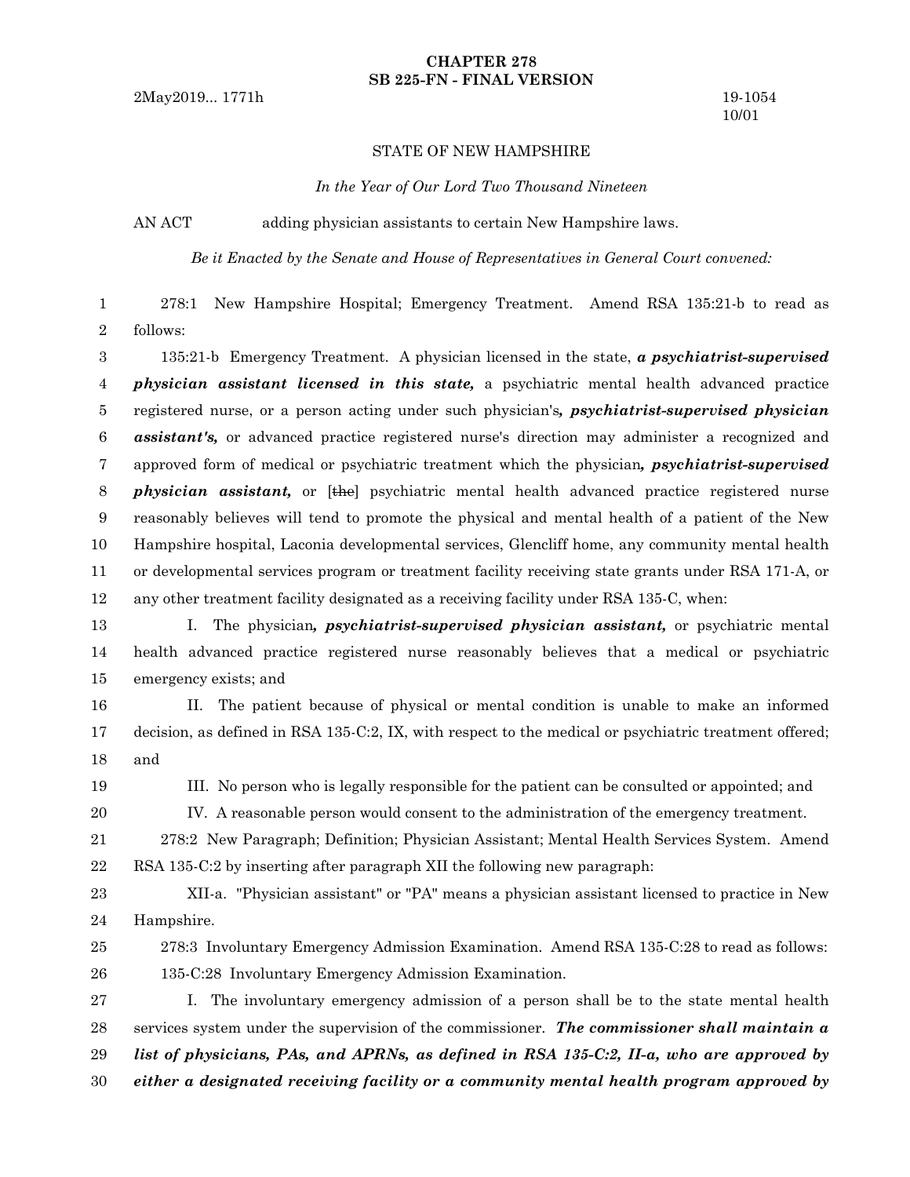**CHAPTER 278**
**SB 225-FN - FINAL VERSION**

2May2019... 1771h

19-1054
10/01

STATE OF NEW HAMPSHIRE

*In the Year of Our Lord Two Thousand Nineteen*

AN ACT adding physician assistants to certain New Hampshire laws.

*Be it Enacted by the Senate and House of Representatives in General Court convened:*

278:1 New Hampshire Hospital; Emergency Treatment. Amend RSA 135:21-b to read as follows:

135:21-b Emergency Treatment. A physician licensed in the state, ***a psychiatrist-supervised physician assistant licensed in this state,*** a psychiatric mental health advanced practice registered nurse, or a person acting under such physician's***, psychiatrist-supervised physician assistant's,*** or advanced practice registered nurse's direction may administer a recognized and approved form of medical or psychiatric treatment which the physician***, psychiatrist-supervised physician assistant,*** or [~~the~~] psychiatric mental health advanced practice registered nurse reasonably believes will tend to promote the physical and mental health of a patient of the New Hampshire hospital, Laconia developmental services, Glencliff home, any community mental health or developmental services program or treatment facility receiving state grants under RSA 171-A, or any other treatment facility designated as a receiving facility under RSA 135-C, when:

I. The physician***, psychiatrist-supervised physician assistant,*** or psychiatric mental health advanced practice registered nurse reasonably believes that a medical or psychiatric emergency exists; and

II. The patient because of physical or mental condition is unable to make an informed decision, as defined in RSA 135-C:2, IX, with respect to the medical or psychiatric treatment offered; and

III. No person who is legally responsible for the patient can be consulted or appointed; and

IV. A reasonable person would consent to the administration of the emergency treatment.

278:2 New Paragraph; Definition; Physician Assistant; Mental Health Services System. Amend RSA 135-C:2 by inserting after paragraph XII the following new paragraph:

XII-a. "Physician assistant" or "PA" means a physician assistant licensed to practice in New Hampshire.

278:3 Involuntary Emergency Admission Examination. Amend RSA 135-C:28 to read as follows:

135-C:28 Involuntary Emergency Admission Examination.

I. The involuntary emergency admission of a person shall be to the state mental health services system under the supervision of the commissioner. ***The commissioner shall maintain a list of physicians, PAs, and APRNs, as defined in RSA 135-C:2, II-a, who are approved by either a designated receiving facility or a community mental health program approved by***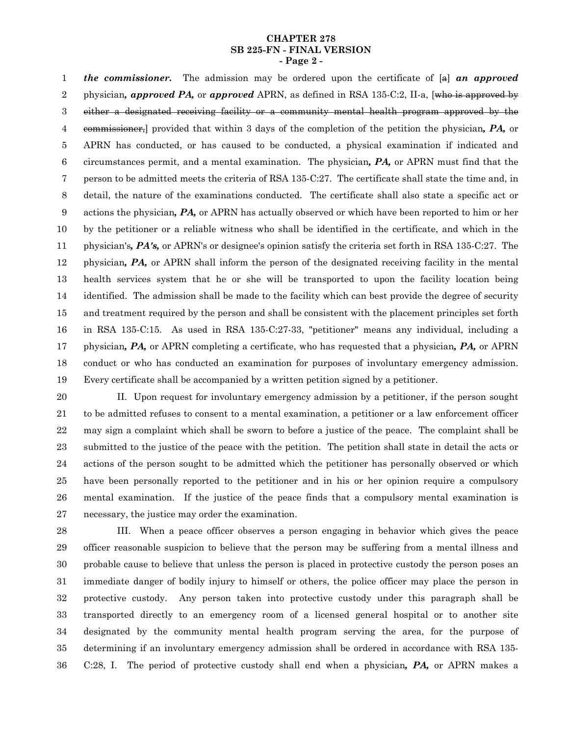***the commissioner.*** The admission may be ordered upon the certificate of [~~a~~] ***an approved*** physician***, approved PA,*** or ***approved*** APRN, as defined in RSA 135-C:2, II-a, [~~who is approved by either a designated receiving facility or a community mental health program approved by the commissioner,~~] provided that within 3 days of the completion of the petition the physician***, PA,*** or APRN has conducted, or has caused to be conducted, a physical examination if indicated and circumstances permit, and a mental examination. The physician***, PA,*** or APRN must find that the person to be admitted meets the criteria of RSA 135-C:27. The certificate shall state the time and, in detail, the nature of the examinations conducted. The certificate shall also state a specific act or actions the physician***, PA,*** or APRN has actually observed or which have been reported to him or her by the petitioner or a reliable witness who shall be identified in the certificate, and which in the physician's***, PA's,*** or APRN's or designee's opinion satisfy the criteria set forth in RSA 135-C:27. The physician***, PA,*** or APRN shall inform the person of the designated receiving facility in the mental health services system that he or she will be transported to upon the facility location being identified. The admission shall be made to the facility which can best provide the degree of security and treatment required by the person and shall be consistent with the placement principles set forth in RSA 135-C:15. As used in RSA 135-C:27-33, "petitioner" means any individual, including a physician***, PA,*** or APRN completing a certificate, who has requested that a physician***, PA,*** or APRN conduct or who has conducted an examination for purposes of involuntary emergency admission. Every certificate shall be accompanied by a written petition signed by a petitioner.

II. Upon request for involuntary emergency admission by a petitioner, if the person sought to be admitted refuses to consent to a mental examination, a petitioner or a law enforcement officer may sign a complaint which shall be sworn to before a justice of the peace. The complaint shall be submitted to the justice of the peace with the petition. The petition shall state in detail the acts or actions of the person sought to be admitted which the petitioner has personally observed or which have been personally reported to the petitioner and in his or her opinion require a compulsory mental examination. If the justice of the peace finds that a compulsory mental examination is necessary, the justice may order the examination.

III. When a peace officer observes a person engaging in behavior which gives the peace officer reasonable suspicion to believe that the person may be suffering from a mental illness and probable cause to believe that unless the person is placed in protective custody the person poses an immediate danger of bodily injury to himself or others, the police officer may place the person in protective custody. Any person taken into protective custody under this paragraph shall be transported directly to an emergency room of a licensed general hospital or to another site designated by the community mental health program serving the area, for the purpose of determining if an involuntary emergency admission shall be ordered in accordance with RSA 135-C:28, I. The period of protective custody shall end when a physician***, PA,*** or APRN makes a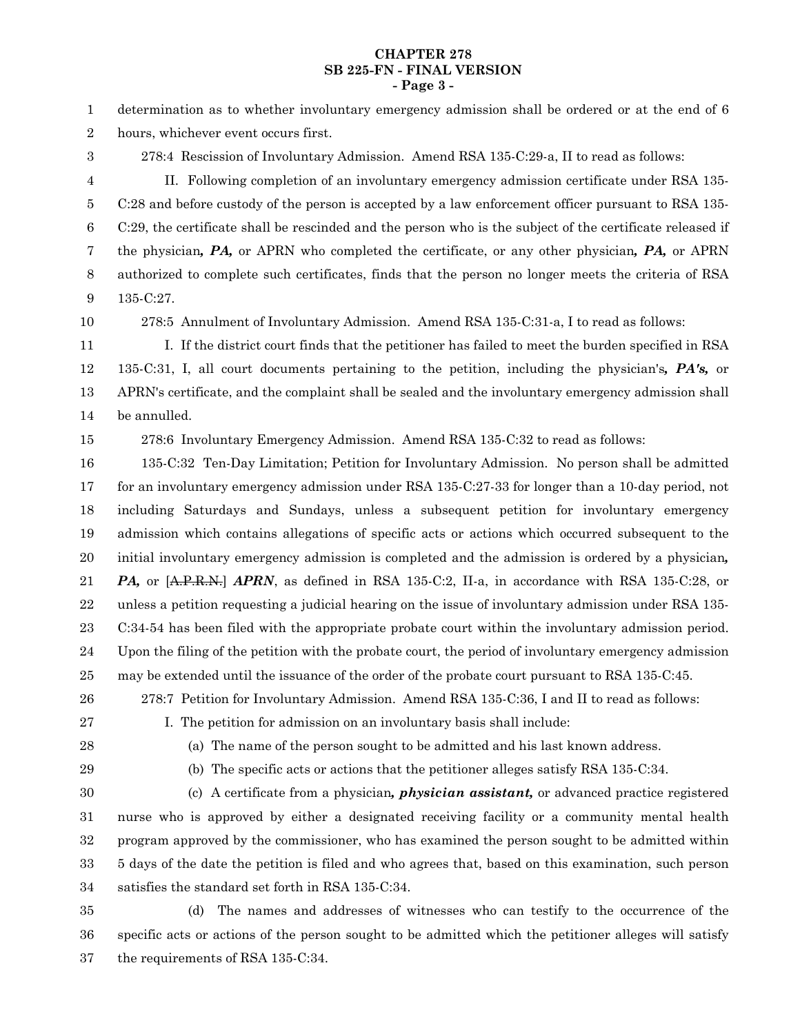determination as to whether involuntary emergency admission shall be ordered or at the end of 6 hours, whichever event occurs first.

278:4 Rescission of Involuntary Admission. Amend RSA 135-C:29-a, II to read as follows:

II. Following completion of an involuntary emergency admission certificate under RSA 135-C:28 and before custody of the person is accepted by a law enforcement officer pursuant to RSA 135-C:29, the certificate shall be rescinded and the person who is the subject of the certificate released if the physician*, PA,* or APRN who completed the certificate, or any other physician*, PA,* or APRN authorized to complete such certificates, finds that the person no longer meets the criteria of RSA 135-C:27.

278:5 Annulment of Involuntary Admission. Amend RSA 135-C:31-a, I to read as follows:

I. If the district court finds that the petitioner has failed to meet the burden specified in RSA 135-C:31, I, all court documents pertaining to the petition, including the physician's*, PA's,* or APRN's certificate, and the complaint shall be sealed and the involuntary emergency admission shall be annulled.

278:6 Involuntary Emergency Admission. Amend RSA 135-C:32 to read as follows:

135-C:32 Ten-Day Limitation; Petition for Involuntary Admission. No person shall be admitted for an involuntary emergency admission under RSA 135-C:27-33 for longer than a 10-day period, not including Saturdays and Sundays, unless a subsequent petition for involuntary emergency admission which contains allegations of specific acts or actions which occurred subsequent to the initial involuntary emergency admission is completed and the admission is ordered by a physician*, PA,* or [~~A.P.R.N.~~] ***APRN***, as defined in RSA 135-C:2, II-a, in accordance with RSA 135-C:28, or unless a petition requesting a judicial hearing on the issue of involuntary admission under RSA 135-C:34-54 has been filed with the appropriate probate court within the involuntary admission period. Upon the filing of the petition with the probate court, the period of involuntary emergency admission may be extended until the issuance of the order of the probate court pursuant to RSA 135-C:45.

278:7 Petition for Involuntary Admission. Amend RSA 135-C:36, I and II to read as follows:

I. The petition for admission on an involuntary basis shall include:

(a) The name of the person sought to be admitted and his last known address.

(b) The specific acts or actions that the petitioner alleges satisfy RSA 135-C:34.

(c) A certificate from a physician*, physician assistant,* or advanced practice registered nurse who is approved by either a designated receiving facility or a community mental health program approved by the commissioner, who has examined the person sought to be admitted within 5 days of the date the petition is filed and who agrees that, based on this examination, such person satisfies the standard set forth in RSA 135-C:34.

(d) The names and addresses of witnesses who can testify to the occurrence of the specific acts or actions of the person sought to be admitted which the petitioner alleges will satisfy the requirements of RSA 135-C:34.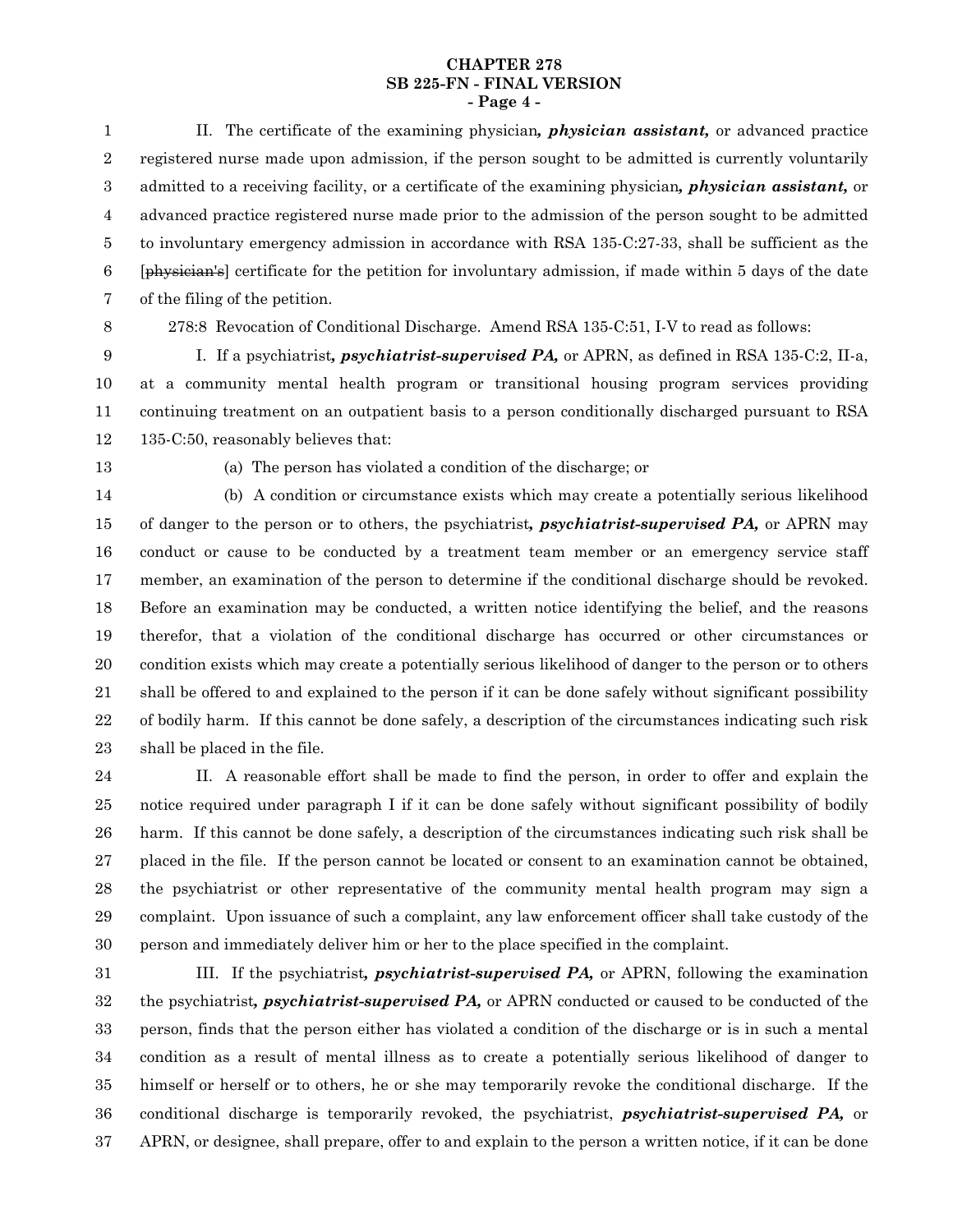II. The certificate of the examining physician***, physician assistant,*** or advanced practice registered nurse made upon admission, if the person sought to be admitted is currently voluntarily admitted to a receiving facility, or a certificate of the examining physician***, physician assistant,*** or advanced practice registered nurse made prior to the admission of the person sought to be admitted to involuntary emergency admission in accordance with RSA 135-C:27-33, shall be sufficient as the [~~physician's~~] certificate for the petition for involuntary admission, if made within 5 days of the date of the filing of the petition.

278:8 Revocation of Conditional Discharge. Amend RSA 135-C:51, I-V to read as follows:

I. If a psychiatrist***, psychiatrist-supervised PA,*** or APRN, as defined in RSA 135-C:2, II-a, at a community mental health program or transitional housing program services providing continuing treatment on an outpatient basis to a person conditionally discharged pursuant to RSA 135-C:50, reasonably believes that:

(a) The person has violated a condition of the discharge; or

(b) A condition or circumstance exists which may create a potentially serious likelihood of danger to the person or to others, the psychiatrist***, psychiatrist-supervised PA,*** or APRN may conduct or cause to be conducted by a treatment team member or an emergency service staff member, an examination of the person to determine if the conditional discharge should be revoked. Before an examination may be conducted, a written notice identifying the belief, and the reasons therefor, that a violation of the conditional discharge has occurred or other circumstances or condition exists which may create a potentially serious likelihood of danger to the person or to others shall be offered to and explained to the person if it can be done safely without significant possibility of bodily harm. If this cannot be done safely, a description of the circumstances indicating such risk shall be placed in the file.

II. A reasonable effort shall be made to find the person, in order to offer and explain the notice required under paragraph I if it can be done safely without significant possibility of bodily harm. If this cannot be done safely, a description of the circumstances indicating such risk shall be placed in the file. If the person cannot be located or consent to an examination cannot be obtained, the psychiatrist or other representative of the community mental health program may sign a complaint. Upon issuance of such a complaint, any law enforcement officer shall take custody of the person and immediately deliver him or her to the place specified in the complaint.

III. If the psychiatrist***, psychiatrist-supervised PA,*** or APRN, following the examination the psychiatrist***, psychiatrist-supervised PA,*** or APRN conducted or caused to be conducted of the person, finds that the person either has violated a condition of the discharge or is in such a mental condition as a result of mental illness as to create a potentially serious likelihood of danger to himself or herself or to others, he or she may temporarily revoke the conditional discharge. If the conditional discharge is temporarily revoked, the psychiatrist, ***psychiatrist-supervised PA,*** or APRN, or designee, shall prepare, offer to and explain to the person a written notice, if it can be done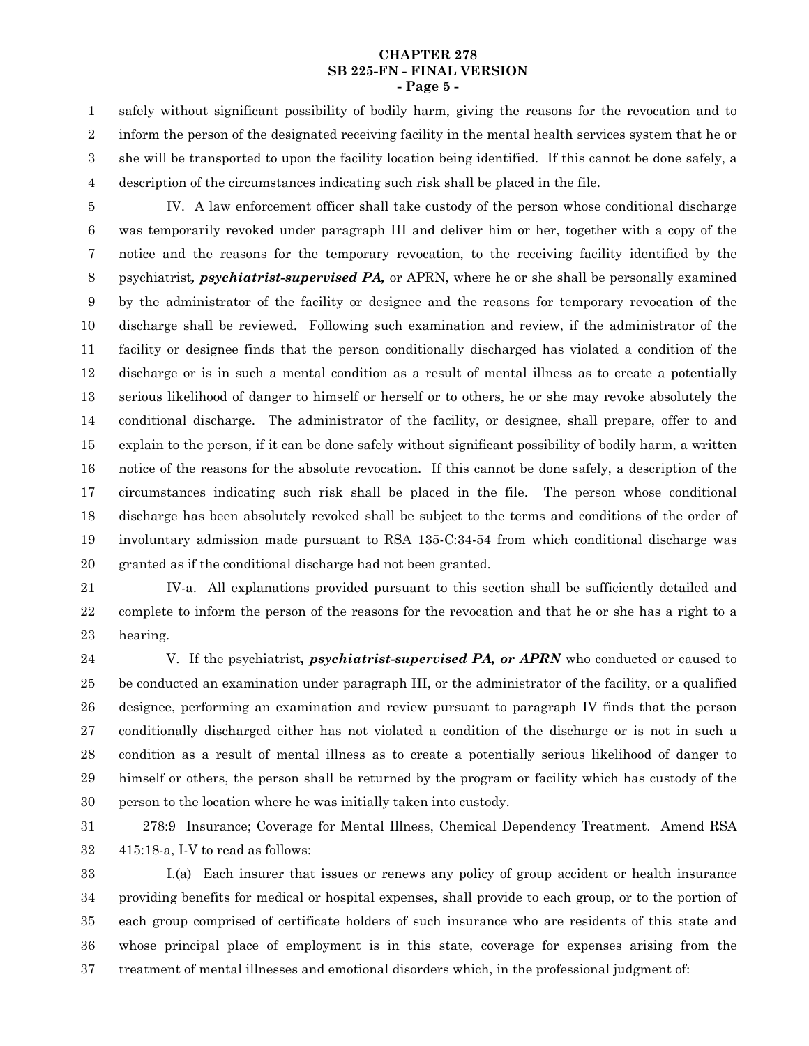safely without significant possibility of bodily harm, giving the reasons for the revocation and to inform the person of the designated receiving facility in the mental health services system that he or she will be transported to upon the facility location being identified. If this cannot be done safely, a description of the circumstances indicating such risk shall be placed in the file.

IV. A law enforcement officer shall take custody of the person whose conditional discharge was temporarily revoked under paragraph III and deliver him or her, together with a copy of the notice and the reasons for the temporary revocation, to the receiving facility identified by the psychiatrist***, psychiatrist-supervised PA,*** or APRN, where he or she shall be personally examined by the administrator of the facility or designee and the reasons for temporary revocation of the discharge shall be reviewed. Following such examination and review, if the administrator of the facility or designee finds that the person conditionally discharged has violated a condition of the discharge or is in such a mental condition as a result of mental illness as to create a potentially serious likelihood of danger to himself or herself or to others, he or she may revoke absolutely the conditional discharge. The administrator of the facility, or designee, shall prepare, offer to and explain to the person, if it can be done safely without significant possibility of bodily harm, a written notice of the reasons for the absolute revocation. If this cannot be done safely, a description of the circumstances indicating such risk shall be placed in the file. The person whose conditional discharge has been absolutely revoked shall be subject to the terms and conditions of the order of involuntary admission made pursuant to RSA 135-C:34-54 from which conditional discharge was granted as if the conditional discharge had not been granted.

IV-a. All explanations provided pursuant to this section shall be sufficiently detailed and complete to inform the person of the reasons for the revocation and that he or she has a right to a hearing.

V. If the psychiatrist***, psychiatrist-supervised PA, or APRN*** who conducted or caused to be conducted an examination under paragraph III, or the administrator of the facility, or a qualified designee, performing an examination and review pursuant to paragraph IV finds that the person conditionally discharged either has not violated a condition of the discharge or is not in such a condition as a result of mental illness as to create a potentially serious likelihood of danger to himself or others, the person shall be returned by the program or facility which has custody of the person to the location where he was initially taken into custody.

278:9 Insurance; Coverage for Mental Illness, Chemical Dependency Treatment. Amend RSA 415:18-a, I-V to read as follows:

I.(a) Each insurer that issues or renews any policy of group accident or health insurance providing benefits for medical or hospital expenses, shall provide to each group, or to the portion of each group comprised of certificate holders of such insurance who are residents of this state and whose principal place of employment is in this state, coverage for expenses arising from the treatment of mental illnesses and emotional disorders which, in the professional judgment of: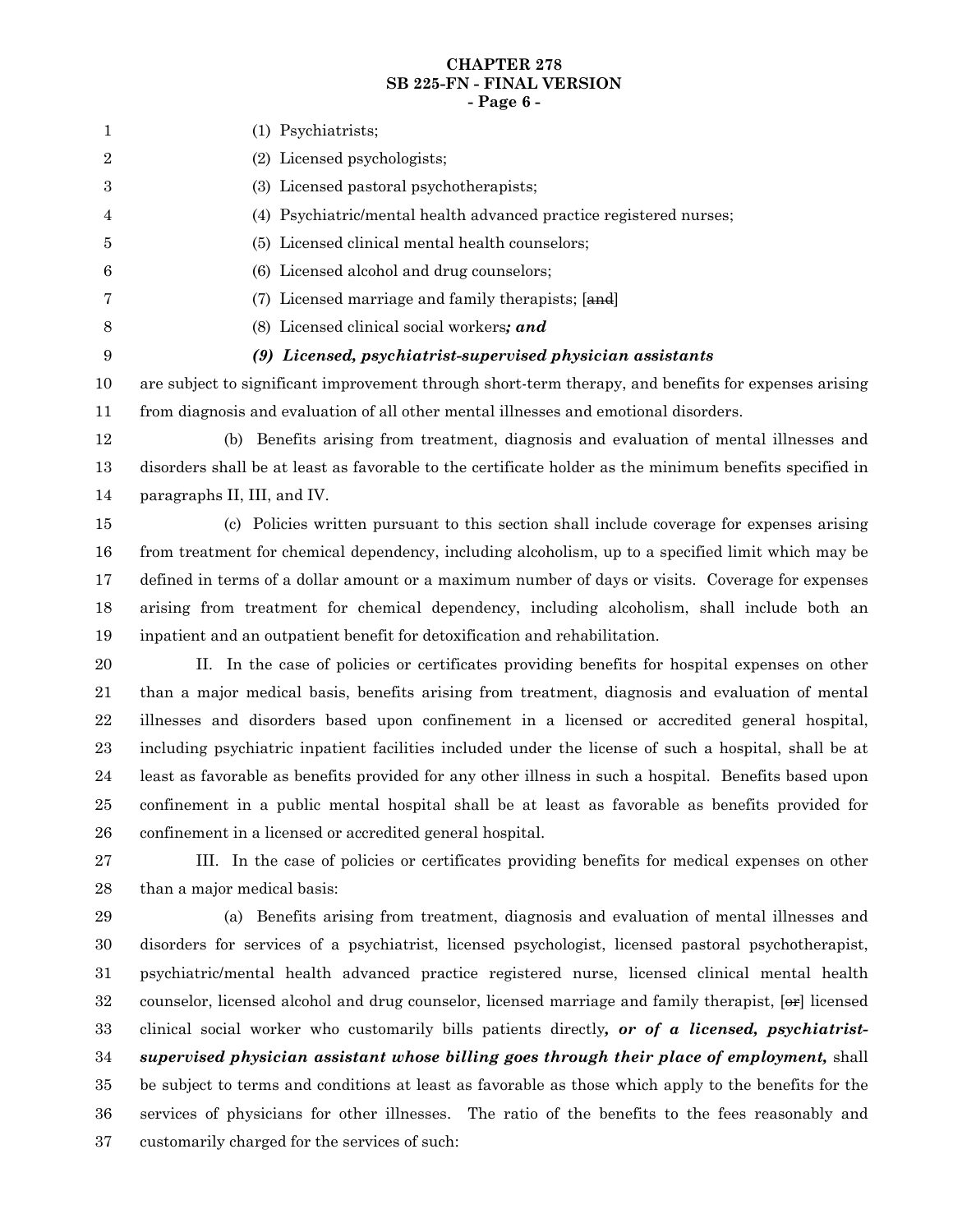(1) Psychiatrists;

(2) Licensed psychologists;

(3) Licensed pastoral psychotherapists;

(4) Psychiatric/mental health advanced practice registered nurses;

(5) Licensed clinical mental health counselors;

(6) Licensed alcohol and drug counselors;

(7) Licensed marriage and family therapists; [~~and~~]

(8) Licensed clinical social workers***; and***

***(9) Licensed, psychiatrist-supervised physician assistants***

are subject to significant improvement through short-term therapy, and benefits for expenses arising from diagnosis and evaluation of all other mental illnesses and emotional disorders.

(b) Benefits arising from treatment, diagnosis and evaluation of mental illnesses and disorders shall be at least as favorable to the certificate holder as the minimum benefits specified in paragraphs II, III, and IV.

(c) Policies written pursuant to this section shall include coverage for expenses arising from treatment for chemical dependency, including alcoholism, up to a specified limit which may be defined in terms of a dollar amount or a maximum number of days or visits. Coverage for expenses arising from treatment for chemical dependency, including alcoholism, shall include both an inpatient and an outpatient benefit for detoxification and rehabilitation.

II. In the case of policies or certificates providing benefits for hospital expenses on other than a major medical basis, benefits arising from treatment, diagnosis and evaluation of mental illnesses and disorders based upon confinement in a licensed or accredited general hospital, including psychiatric inpatient facilities included under the license of such a hospital, shall be at least as favorable as benefits provided for any other illness in such a hospital. Benefits based upon confinement in a public mental hospital shall be at least as favorable as benefits provided for confinement in a licensed or accredited general hospital.

III. In the case of policies or certificates providing benefits for medical expenses on other than a major medical basis:

(a) Benefits arising from treatment, diagnosis and evaluation of mental illnesses and disorders for services of a psychiatrist, licensed psychologist, licensed pastoral psychotherapist, psychiatric/mental health advanced practice registered nurse, licensed clinical mental health counselor, licensed alcohol and drug counselor, licensed marriage and family therapist, [~~or~~] licensed clinical social worker who customarily bills patients directly***, or of a licensed, psychiatrist-supervised physician assistant whose billing goes through their place of employment,*** shall be subject to terms and conditions at least as favorable as those which apply to the benefits for the services of physicians for other illnesses. The ratio of the benefits to the fees reasonably and customarily charged for the services of such: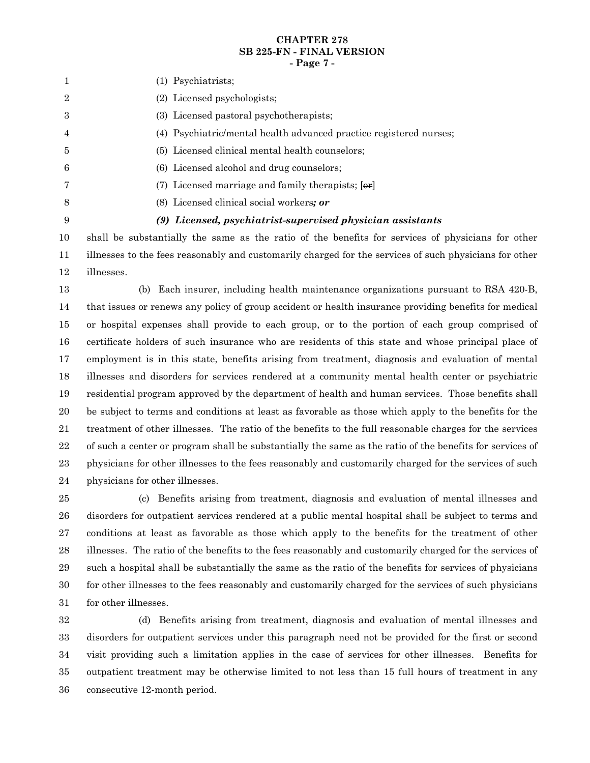(1) Psychiatrists;

(2) Licensed psychologists;

(3) Licensed pastoral psychotherapists;

(4) Psychiatric/mental health advanced practice registered nurses;

(5) Licensed clinical mental health counselors;

(6) Licensed alcohol and drug counselors;

(7) Licensed marriage and family therapists; [~~or~~]

(8) Licensed clinical social workers***; or***

***(9) Licensed, psychiatrist-supervised physician assistants***

shall be substantially the same as the ratio of the benefits for services of physicians for other illnesses to the fees reasonably and customarily charged for the services of such physicians for other illnesses.

(b) Each insurer, including health maintenance organizations pursuant to RSA 420-B, that issues or renews any policy of group accident or health insurance providing benefits for medical or hospital expenses shall provide to each group, or to the portion of each group comprised of certificate holders of such insurance who are residents of this state and whose principal place of employment is in this state, benefits arising from treatment, diagnosis and evaluation of mental illnesses and disorders for services rendered at a community mental health center or psychiatric residential program approved by the department of health and human services. Those benefits shall be subject to terms and conditions at least as favorable as those which apply to the benefits for the treatment of other illnesses. The ratio of the benefits to the full reasonable charges for the services of such a center or program shall be substantially the same as the ratio of the benefits for services of physicians for other illnesses to the fees reasonably and customarily charged for the services of such physicians for other illnesses.

(c) Benefits arising from treatment, diagnosis and evaluation of mental illnesses and disorders for outpatient services rendered at a public mental hospital shall be subject to terms and conditions at least as favorable as those which apply to the benefits for the treatment of other illnesses. The ratio of the benefits to the fees reasonably and customarily charged for the services of such a hospital shall be substantially the same as the ratio of the benefits for services of physicians for other illnesses to the fees reasonably and customarily charged for the services of such physicians for other illnesses.

(d) Benefits arising from treatment, diagnosis and evaluation of mental illnesses and disorders for outpatient services under this paragraph need not be provided for the first or second visit providing such a limitation applies in the case of services for other illnesses. Benefits for outpatient treatment may be otherwise limited to not less than 15 full hours of treatment in any consecutive 12-month period.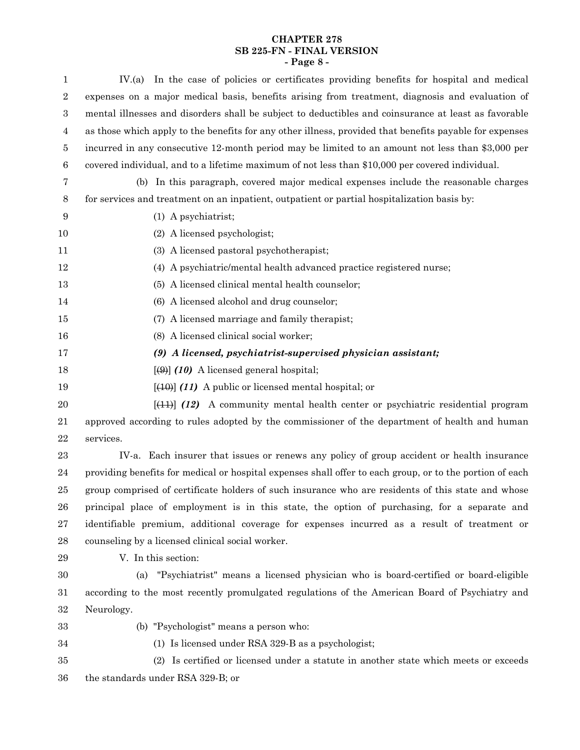IV.(a) In the case of policies or certificates providing benefits for hospital and medical expenses on a major medical basis, benefits arising from treatment, diagnosis and evaluation of mental illnesses and disorders shall be subject to deductibles and coinsurance at least as favorable as those which apply to the benefits for any other illness, provided that benefits payable for expenses incurred in any consecutive 12-month period may be limited to an amount not less than $3,000 per covered individual, and to a lifetime maximum of not less than $10,000 per covered individual.

(b) In this paragraph, covered major medical expenses include the reasonable charges for services and treatment on an inpatient, outpatient or partial hospitalization basis by:

(1) A psychiatrist;

(2) A licensed psychologist;

(3) A licensed pastoral psychotherapist;

(4) A psychiatric/mental health advanced practice registered nurse;

(5) A licensed clinical mental health counselor;

(6) A licensed alcohol and drug counselor;

(7) A licensed marriage and family therapist;

(8) A licensed clinical social worker;

***(9) A licensed, psychiatrist-supervised physician assistant;***

[~~(9)~~] ***(10)*** A licensed general hospital;

[~~(10)~~] ***(11)*** A public or licensed mental hospital; or

[~~(11)~~] ***(12)*** A community mental health center or psychiatric residential program approved according to rules adopted by the commissioner of the department of health and human services.

IV-a. Each insurer that issues or renews any policy of group accident or health insurance providing benefits for medical or hospital expenses shall offer to each group, or to the portion of each group comprised of certificate holders of such insurance who are residents of this state and whose principal place of employment is in this state, the option of purchasing, for a separate and identifiable premium, additional coverage for expenses incurred as a result of treatment or counseling by a licensed clinical social worker.

V. In this section:

(a) "Psychiatrist" means a licensed physician who is board-certified or board-eligible according to the most recently promulgated regulations of the American Board of Psychiatry and Neurology.

(b) "Psychologist" means a person who:

(1) Is licensed under RSA 329-B as a psychologist;

(2) Is certified or licensed under a statute in another state which meets or exceeds the standards under RSA 329-B; or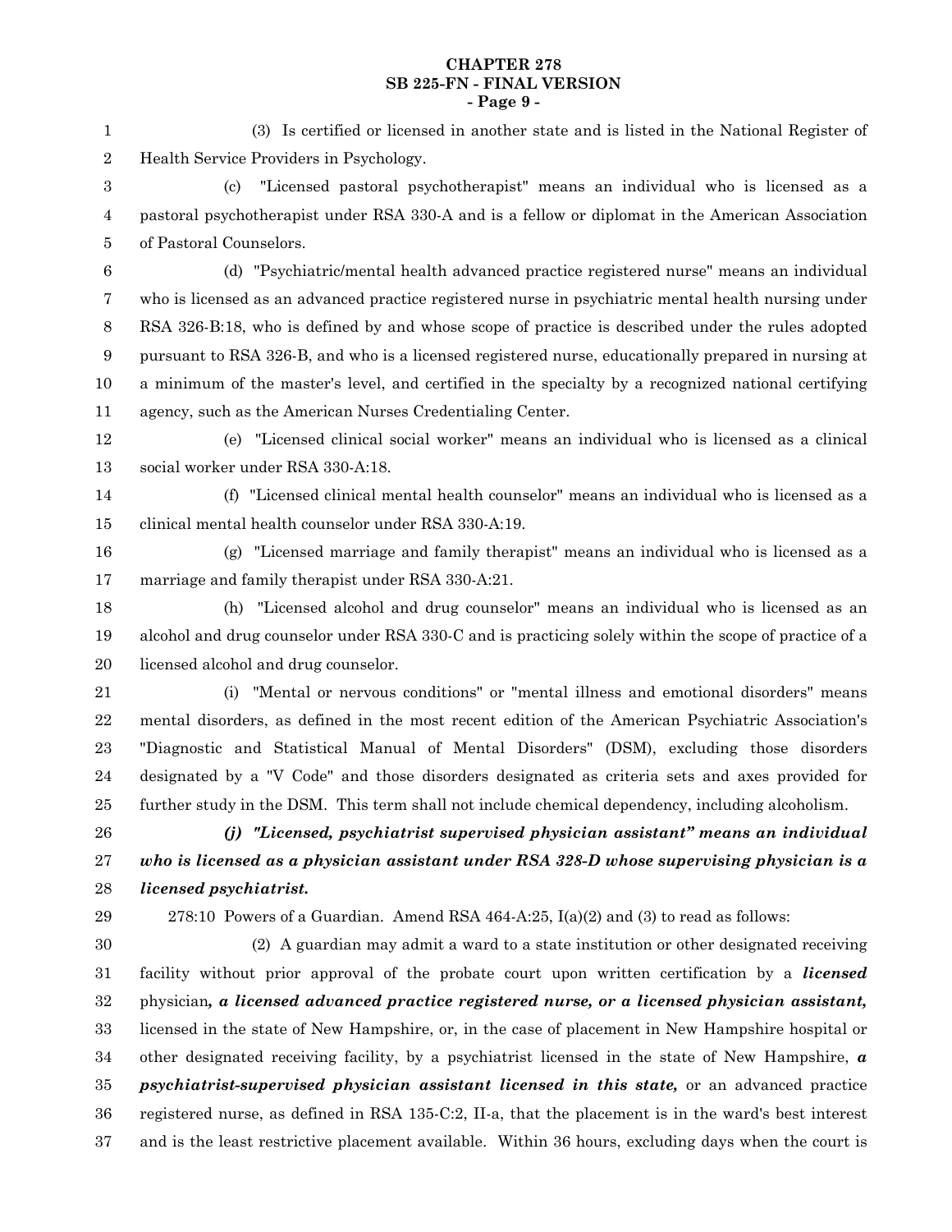(3) Is certified or licensed in another state and is listed in the National Register of Health Service Providers in Psychology.

(c) "Licensed pastoral psychotherapist" means an individual who is licensed as a pastoral psychotherapist under RSA 330-A and is a fellow or diplomat in the American Association of Pastoral Counselors.

(d) "Psychiatric/mental health advanced practice registered nurse" means an individual who is licensed as an advanced practice registered nurse in psychiatric mental health nursing under RSA 326-B:18, who is defined by and whose scope of practice is described under the rules adopted pursuant to RSA 326-B, and who is a licensed registered nurse, educationally prepared in nursing at a minimum of the master's level, and certified in the specialty by a recognized national certifying agency, such as the American Nurses Credentialing Center.

(e) "Licensed clinical social worker" means an individual who is licensed as a clinical social worker under RSA 330-A:18.

(f) "Licensed clinical mental health counselor" means an individual who is licensed as a clinical mental health counselor under RSA 330-A:19.

(g) "Licensed marriage and family therapist" means an individual who is licensed as a marriage and family therapist under RSA 330-A:21.

(h) "Licensed alcohol and drug counselor" means an individual who is licensed as an alcohol and drug counselor under RSA 330-C and is practicing solely within the scope of practice of a licensed alcohol and drug counselor.

(i) "Mental or nervous conditions" or "mental illness and emotional disorders" means mental disorders, as defined in the most recent edition of the American Psychiatric Association's "Diagnostic and Statistical Manual of Mental Disorders" (DSM), excluding those disorders designated by a "V Code" and those disorders designated as criteria sets and axes provided for further study in the DSM. This term shall not include chemical dependency, including alcoholism.

***(j) "Licensed, psychiatrist supervised physician assistant" means an individual who is licensed as a physician assistant under RSA 328-D whose supervising physician is a licensed psychiatrist.***

278:10 Powers of a Guardian. Amend RSA 464-A:25, I(a)(2) and (3) to read as follows:

(2) A guardian may admit a ward to a state institution or other designated receiving facility without prior approval of the probate court upon written certification by a ***licensed*** physician***, a licensed advanced practice registered nurse, or a licensed physician assistant,*** licensed in the state of New Hampshire, or, in the case of placement in New Hampshire hospital or other designated receiving facility, by a psychiatrist licensed in the state of New Hampshire, ***a psychiatrist-supervised physician assistant licensed in this state,*** or an advanced practice registered nurse, as defined in RSA 135-C:2, II-a, that the placement is in the ward's best interest and is the least restrictive placement available. Within 36 hours, excluding days when the court is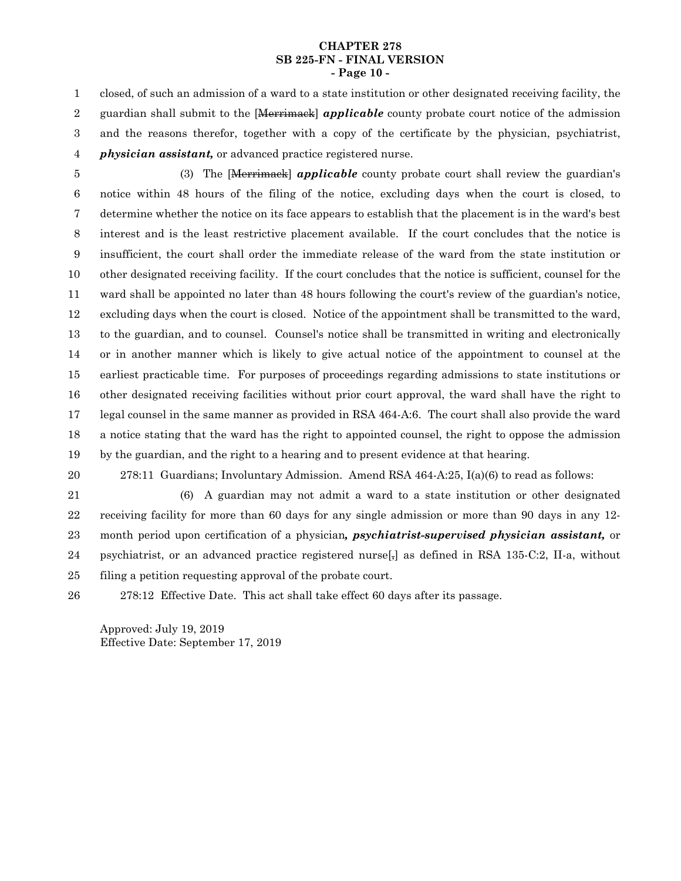closed, of such an admission of a ward to a state institution or other designated receiving facility, the guardian shall submit to the [~~Merrimack~~] ***applicable*** county probate court notice of the admission and the reasons therefor, together with a copy of the certificate by the physician, psychiatrist, ***physician assistant,*** or advanced practice registered nurse.

(3) The [~~Merrimack~~] ***applicable*** county probate court shall review the guardian's notice within 48 hours of the filing of the notice, excluding days when the court is closed, to determine whether the notice on its face appears to establish that the placement is in the ward's best interest and is the least restrictive placement available. If the court concludes that the notice is insufficient, the court shall order the immediate release of the ward from the state institution or other designated receiving facility. If the court concludes that the notice is sufficient, counsel for the ward shall be appointed no later than 48 hours following the court's review of the guardian's notice, excluding days when the court is closed. Notice of the appointment shall be transmitted to the ward, to the guardian, and to counsel. Counsel's notice shall be transmitted in writing and electronically or in another manner which is likely to give actual notice of the appointment to counsel at the earliest practicable time. For purposes of proceedings regarding admissions to state institutions or other designated receiving facilities without prior court approval, the ward shall have the right to legal counsel in the same manner as provided in RSA 464-A:6. The court shall also provide the ward a notice stating that the ward has the right to appointed counsel, the right to oppose the admission by the guardian, and the right to a hearing and to present evidence at that hearing.

278:11 Guardians; Involuntary Admission. Amend RSA 464-A:25, I(a)(6) to read as follows:

(6) A guardian may not admit a ward to a state institution or other designated receiving facility for more than 60 days for any single admission or more than 90 days in any 12-month period upon certification of a physician***, psychiatrist-supervised physician assistant,*** or psychiatrist, or an advanced practice registered nurse[~~,~~] as defined in RSA 135-C:2, II-a, without filing a petition requesting approval of the probate court.

278:12 Effective Date. This act shall take effect 60 days after its passage.

Approved: July 19, 2019
Effective Date: September 17, 2019